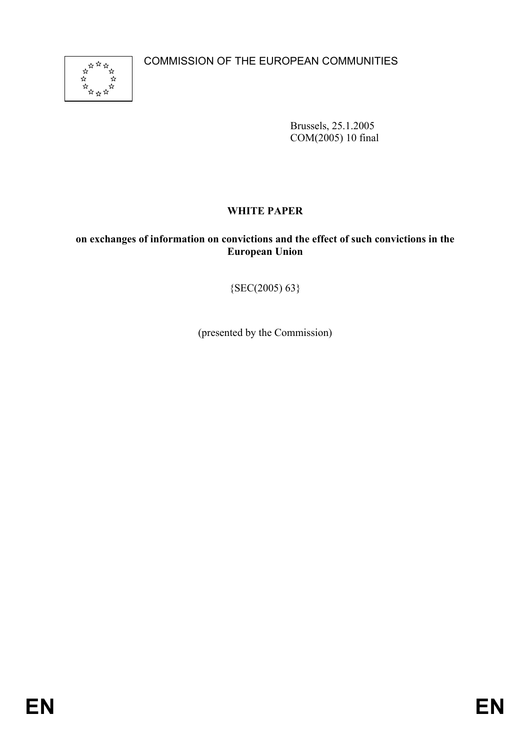COMMISSION OF THE EUROPEAN COMMUNITIES

Brussels, 25.1.2005
COM(2005) 10 final

**WHITE PAPER**

**on exchanges of information on convictions and the effect of such convictions in the European Union**

{SEC(2005) 63}

(presented by the Commission)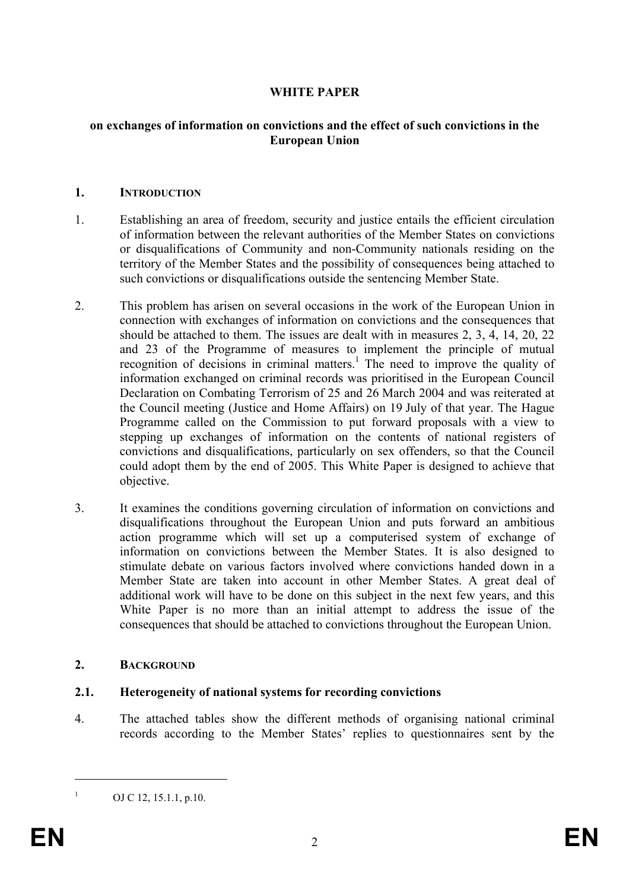**WHITE PAPER**

**on exchanges of information on convictions and the effect of such convictions in the European Union**

## 1. INTRODUCTION

1. Establishing an area of freedom, security and justice entails the efficient circulation of information between the relevant authorities of the Member States on convictions or disqualifications of Community and non-Community nationals residing on the territory of the Member States and the possibility of consequences being attached to such convictions or disqualifications outside the sentencing Member State.

2. This problem has arisen on several occasions in the work of the European Union in connection with exchanges of information on convictions and the consequences that should be attached to them. The issues are dealt with in measures 2, 3, 4, 14, 20, 22 and 23 of the Programme of measures to implement the principle of mutual recognition of decisions in criminal matters.[1] The need to improve the quality of information exchanged on criminal records was prioritised in the European Council Declaration on Combating Terrorism of 25 and 26 March 2004 and was reiterated at the Council meeting (Justice and Home Affairs) on 19 July of that year. The Hague Programme called on the Commission to put forward proposals with a view to stepping up exchanges of information on the contents of national registers of convictions and disqualifications, particularly on sex offenders, so that the Council could adopt them by the end of 2005. This White Paper is designed to achieve that objective.

3. It examines the conditions governing circulation of information on convictions and disqualifications throughout the European Union and puts forward an ambitious action programme which will set up a computerised system of exchange of information on convictions between the Member States. It is also designed to stimulate debate on various factors involved where convictions handed down in a Member State are taken into account in other Member States. A great deal of additional work will have to be done on this subject in the next few years, and this White Paper is no more than an initial attempt to address the issue of the consequences that should be attached to convictions throughout the European Union.

## 2. BACKGROUND

### 2.1. Heterogeneity of national systems for recording convictions

4. The attached tables show the different methods of organising national criminal records according to the Member States' replies to questionnaires sent by the

---

[1] OJ C 12, 15.1.1, p.10.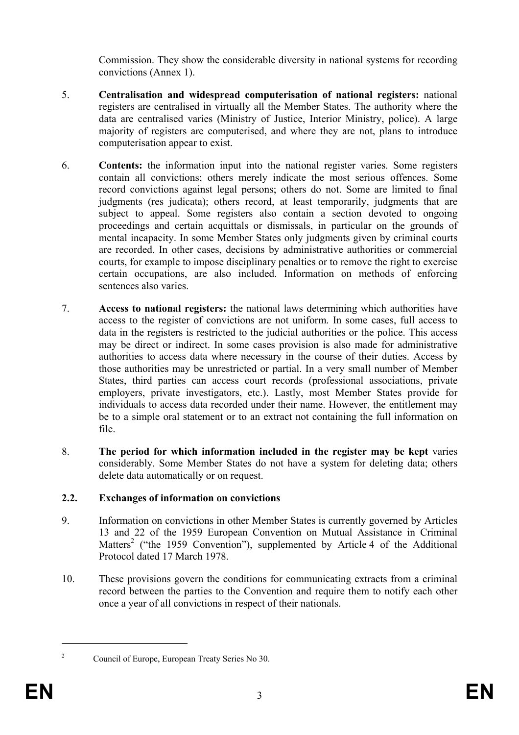Commission. They show the considerable diversity in national systems for recording convictions (Annex 1).

5. **Centralisation and widespread computerisation of national registers:** national registers are centralised in virtually all the Member States. The authority where the data are centralised varies (Ministry of Justice, Interior Ministry, police). A large majority of registers are computerised, and where they are not, plans to introduce computerisation appear to exist.

6. **Contents:** the information input into the national register varies. Some registers contain all convictions; others merely indicate the most serious offences. Some record convictions against legal persons; others do not. Some are limited to final judgments (res judicata); others record, at least temporarily, judgments that are subject to appeal. Some registers also contain a section devoted to ongoing proceedings and certain acquittals or dismissals, in particular on the grounds of mental incapacity. In some Member States only judgments given by criminal courts are recorded. In other cases, decisions by administrative authorities or commercial courts, for example to impose disciplinary penalties or to remove the right to exercise certain occupations, are also included. Information on methods of enforcing sentences also varies.

7. **Access to national registers:** the national laws determining which authorities have access to the register of convictions are not uniform. In some cases, full access to data in the registers is restricted to the judicial authorities or the police. This access may be direct or indirect. In some cases provision is also made for administrative authorities to access data where necessary in the course of their duties. Access by those authorities may be unrestricted or partial. In a very small number of Member States, third parties can access court records (professional associations, private employers, private investigators, etc.). Lastly, most Member States provide for individuals to access data recorded under their name. However, the entitlement may be to a simple oral statement or to an extract not containing the full information on file.

8. **The period for which information included in the register may be kept** varies considerably. Some Member States do not have a system for deleting data; others delete data automatically or on request.

### 2.2. Exchanges of information on convictions

9. Information on convictions in other Member States is currently governed by Articles 13 and 22 of the 1959 European Convention on Mutual Assistance in Criminal Matters[2] ("the 1959 Convention"), supplemented by Article 4 of the Additional Protocol dated 17 March 1978.

10. These provisions govern the conditions for communicating extracts from a criminal record between the parties to the Convention and require them to notify each other once a year of all convictions in respect of their nationals.

[2] Council of Europe, European Treaty Series No 30.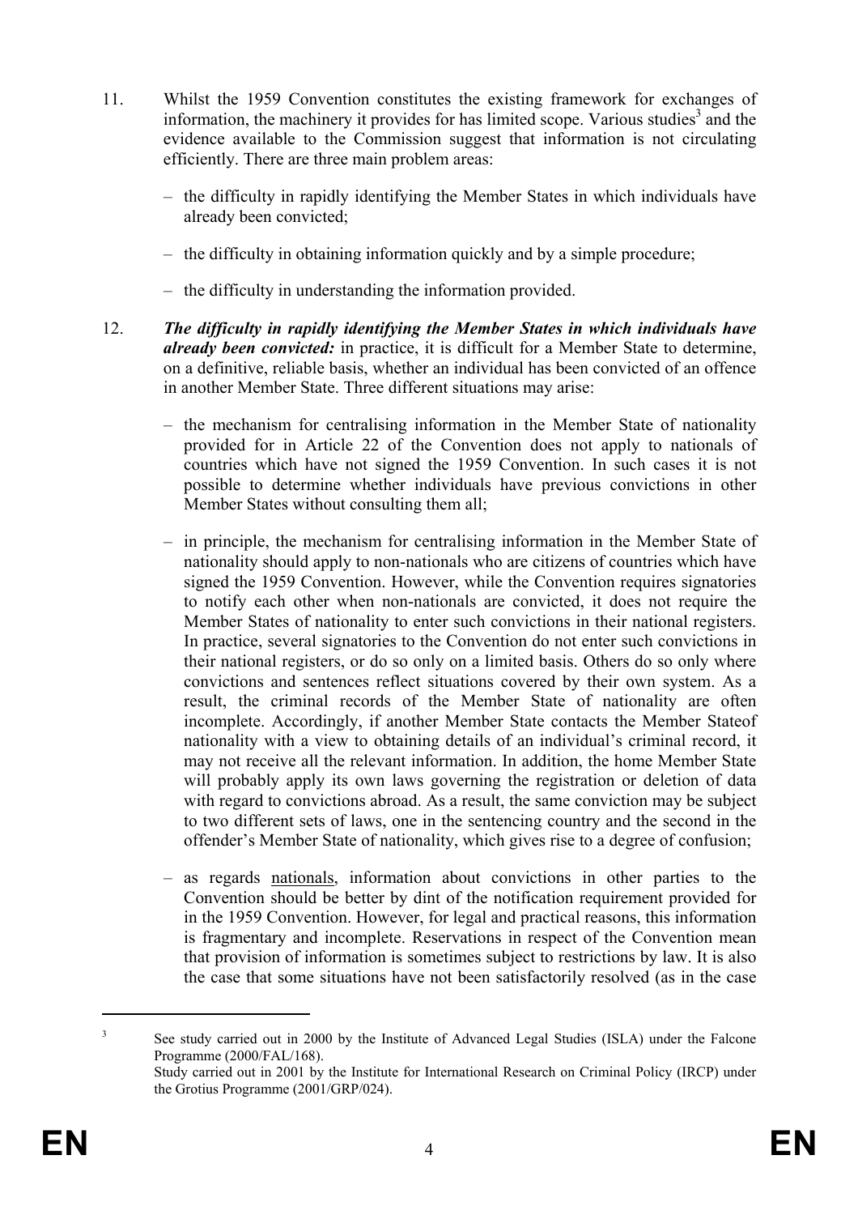11. Whilst the 1959 Convention constitutes the existing framework for exchanges of information, the machinery it provides for has limited scope. Various studies[3] and the evidence available to the Commission suggest that information is not circulating efficiently. There are three main problem areas:

    – the difficulty in rapidly identifying the Member States in which individuals have already been convicted;

    – the difficulty in obtaining information quickly and by a simple procedure;

    – the difficulty in understanding the information provided.

12. ***The difficulty in rapidly identifying the Member States in which individuals have already been convicted:*** in practice, it is difficult for a Member State to determine, on a definitive, reliable basis, whether an individual has been convicted of an offence in another Member State. Three different situations may arise:

    – the mechanism for centralising information in the Member State of nationality provided for in Article 22 of the Convention does not apply to nationals of countries which have not signed the 1959 Convention. In such cases it is not possible to determine whether individuals have previous convictions in other Member States without consulting them all;

    – in principle, the mechanism for centralising information in the Member State of nationality should apply to non-nationals who are citizens of countries which have signed the 1959 Convention. However, while the Convention requires signatories to notify each other when non-nationals are convicted, it does not require the Member States of nationality to enter such convictions in their national registers. In practice, several signatories to the Convention do not enter such convictions in their national registers, or do so only on a limited basis. Others do so only where convictions and sentences reflect situations covered by their own system. As a result, the criminal records of the Member State of nationality are often incomplete. Accordingly, if another Member State contacts the Member Stateof nationality with a view to obtaining details of an individual's criminal record, it may not receive all the relevant information. In addition, the home Member State will probably apply its own laws governing the registration or deletion of data with regard to convictions abroad. As a result, the same conviction may be subject to two different sets of laws, one in the sentencing country and the second in the offender's Member State of nationality, which gives rise to a degree of confusion;

    – as regards <u>nationals</u>, information about convictions in other parties to the Convention should be better by dint of the notification requirement provided for in the 1959 Convention. However, for legal and practical reasons, this information is fragmentary and incomplete. Reservations in respect of the Convention mean that provision of information is sometimes subject to restrictions by law. It is also the case that some situations have not been satisfactorily resolved (as in the case

---

[3] See study carried out in 2000 by the Institute of Advanced Legal Studies (ISLA) under the Falcone Programme (2000/FAL/168).
Study carried out in 2001 by the Institute for International Research on Criminal Policy (IRCP) under the Grotius Programme (2001/GRP/024).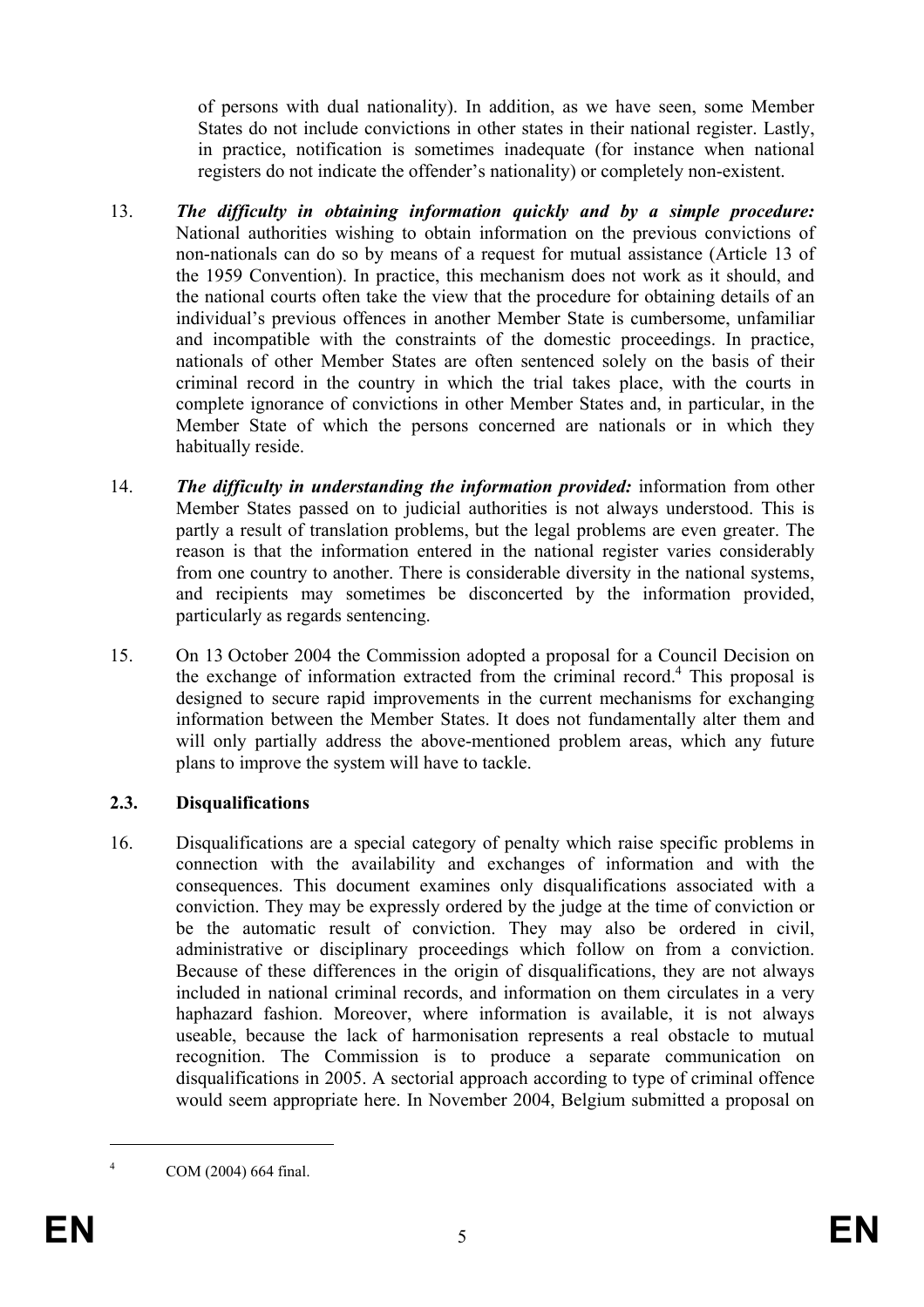of persons with dual nationality). In addition, as we have seen, some Member States do not include convictions in other states in their national register. Lastly, in practice, notification is sometimes inadequate (for instance when national registers do not indicate the offender's nationality) or completely non-existent.

13. ***The difficulty in obtaining information quickly and by a simple procedure:*** National authorities wishing to obtain information on the previous convictions of non-nationals can do so by means of a request for mutual assistance (Article 13 of the 1959 Convention). In practice, this mechanism does not work as it should, and the national courts often take the view that the procedure for obtaining details of an individual's previous offences in another Member State is cumbersome, unfamiliar and incompatible with the constraints of the domestic proceedings. In practice, nationals of other Member States are often sentenced solely on the basis of their criminal record in the country in which the trial takes place, with the courts in complete ignorance of convictions in other Member States and, in particular, in the Member State of which the persons concerned are nationals or in which they habitually reside.

14. ***The difficulty in understanding the information provided:*** information from other Member States passed on to judicial authorities is not always understood. This is partly a result of translation problems, but the legal problems are even greater. The reason is that the information entered in the national register varies considerably from one country to another. There is considerable diversity in the national systems, and recipients may sometimes be disconcerted by the information provided, particularly as regards sentencing.

15. On 13 October 2004 the Commission adopted a proposal for a Council Decision on the exchange of information extracted from the criminal record.[4] This proposal is designed to secure rapid improvements in the current mechanisms for exchanging information between the Member States. It does not fundamentally alter them and will only partially address the above-mentioned problem areas, which any future plans to improve the system will have to tackle.

### 2.3. Disqualifications

16. Disqualifications are a special category of penalty which raise specific problems in connection with the availability and exchanges of information and with the consequences. This document examines only disqualifications associated with a conviction. They may be expressly ordered by the judge at the time of conviction or be the automatic result of conviction. They may also be ordered in civil, administrative or disciplinary proceedings which follow on from a conviction. Because of these differences in the origin of disqualifications, they are not always included in national criminal records, and information on them circulates in a very haphazard fashion. Moreover, where information is available, it is not always useable, because the lack of harmonisation represents a real obstacle to mutual recognition. The Commission is to produce a separate communication on disqualifications in 2005. A sectorial approach according to type of criminal offence would seem appropriate here. In November 2004, Belgium submitted a proposal on

---

[4] COM (2004) 664 final.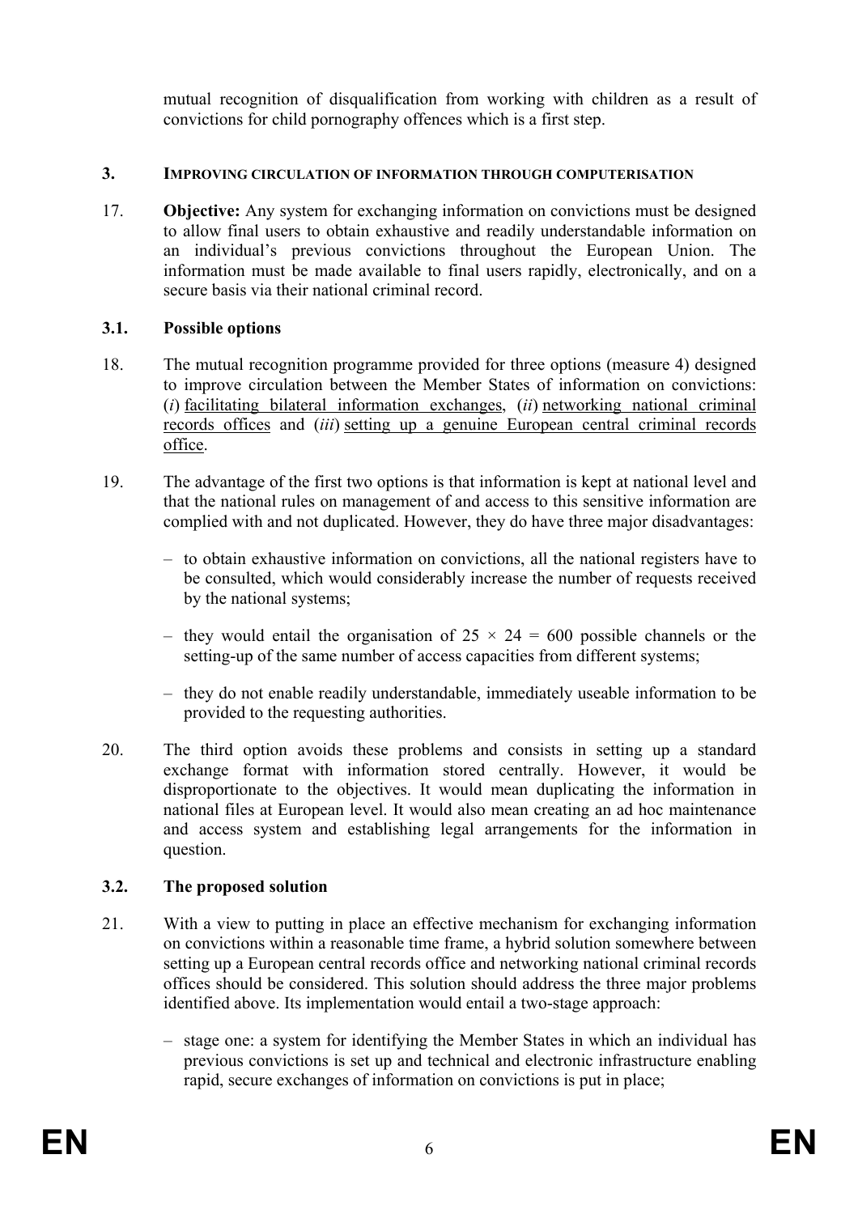mutual recognition of disqualification from working with children as a result of convictions for child pornography offences which is a first step.

## 3. IMPROVING CIRCULATION OF INFORMATION THROUGH COMPUTERISATION

17. **Objective:** Any system for exchanging information on convictions must be designed to allow final users to obtain exhaustive and readily understandable information on an individual's previous convictions throughout the European Union. The information must be made available to final users rapidly, electronically, and on a secure basis via their national criminal record.

### 3.1. Possible options

18. The mutual recognition programme provided for three options (measure 4) designed to improve circulation between the Member States of information on convictions: (*i*) facilitating bilateral information exchanges, (*ii*) networking national criminal records offices and (*iii*) setting up a genuine European central criminal records office.

19. The advantage of the first two options is that information is kept at national level and that the national rules on management of and access to this sensitive information are complied with and not duplicated. However, they do have three major disadvantages:

   - to obtain exhaustive information on convictions, all the national registers have to be consulted, which would considerably increase the number of requests received by the national systems;
   - they would entail the organisation of $25 \times 24 = 600$ possible channels or the setting-up of the same number of access capacities from different systems;
   - they do not enable readily understandable, immediately useable information to be provided to the requesting authorities.

20. The third option avoids these problems and consists in setting up a standard exchange format with information stored centrally. However, it would be disproportionate to the objectives. It would mean duplicating the information in national files at European level. It would also mean creating an ad hoc maintenance and access system and establishing legal arrangements for the information in question.

### 3.2. The proposed solution

21. With a view to putting in place an effective mechanism for exchanging information on convictions within a reasonable time frame, a hybrid solution somewhere between setting up a European central records office and networking national criminal records offices should be considered. This solution should address the three major problems identified above. Its implementation would entail a two-stage approach:

   - stage one: a system for identifying the Member States in which an individual has previous convictions is set up and technical and electronic infrastructure enabling rapid, secure exchanges of information on convictions is put in place;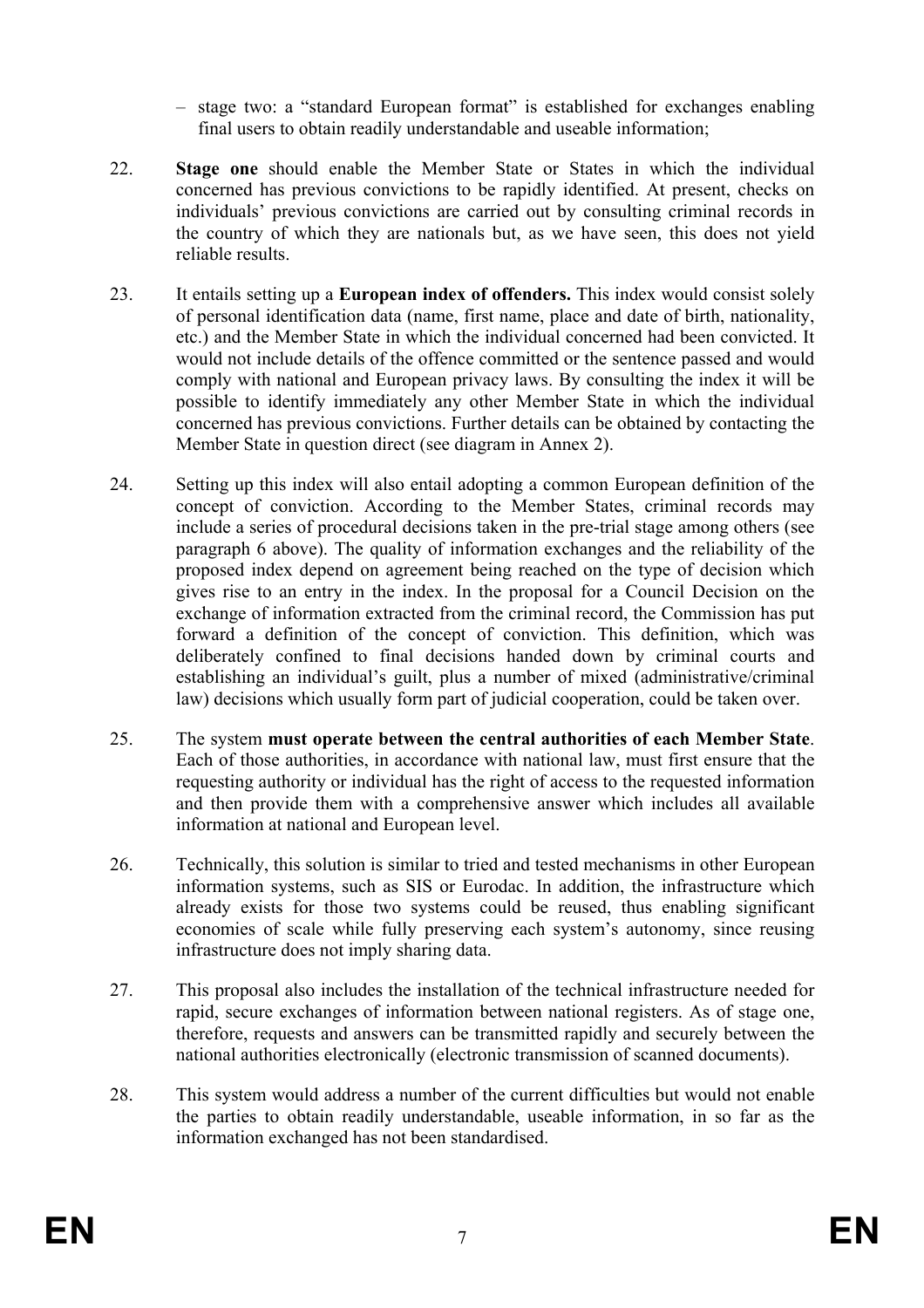– stage two: a "standard European format" is established for exchanges enabling final users to obtain readily understandable and useable information;

22. **Stage one** should enable the Member State or States in which the individual concerned has previous convictions to be rapidly identified. At present, checks on individuals' previous convictions are carried out by consulting criminal records in the country of which they are nationals but, as we have seen, this does not yield reliable results.

23. It entails setting up a **European index of offenders.** This index would consist solely of personal identification data (name, first name, place and date of birth, nationality, etc.) and the Member State in which the individual concerned had been convicted. It would not include details of the offence committed or the sentence passed and would comply with national and European privacy laws. By consulting the index it will be possible to identify immediately any other Member State in which the individual concerned has previous convictions. Further details can be obtained by contacting the Member State in question direct (see diagram in Annex 2).

24. Setting up this index will also entail adopting a common European definition of the concept of conviction. According to the Member States, criminal records may include a series of procedural decisions taken in the pre-trial stage among others (see paragraph 6 above). The quality of information exchanges and the reliability of the proposed index depend on agreement being reached on the type of decision which gives rise to an entry in the index. In the proposal for a Council Decision on the exchange of information extracted from the criminal record, the Commission has put forward a definition of the concept of conviction. This definition, which was deliberately confined to final decisions handed down by criminal courts and establishing an individual's guilt, plus a number of mixed (administrative/criminal law) decisions which usually form part of judicial cooperation, could be taken over.

25. The system **must operate between the central authorities of each Member State**. Each of those authorities, in accordance with national law, must first ensure that the requesting authority or individual has the right of access to the requested information and then provide them with a comprehensive answer which includes all available information at national and European level.

26. Technically, this solution is similar to tried and tested mechanisms in other European information systems, such as SIS or Eurodac. In addition, the infrastructure which already exists for those two systems could be reused, thus enabling significant economies of scale while fully preserving each system's autonomy, since reusing infrastructure does not imply sharing data.

27. This proposal also includes the installation of the technical infrastructure needed for rapid, secure exchanges of information between national registers. As of stage one, therefore, requests and answers can be transmitted rapidly and securely between the national authorities electronically (electronic transmission of scanned documents).

28. This system would address a number of the current difficulties but would not enable the parties to obtain readily understandable, useable information, in so far as the information exchanged has not been standardised.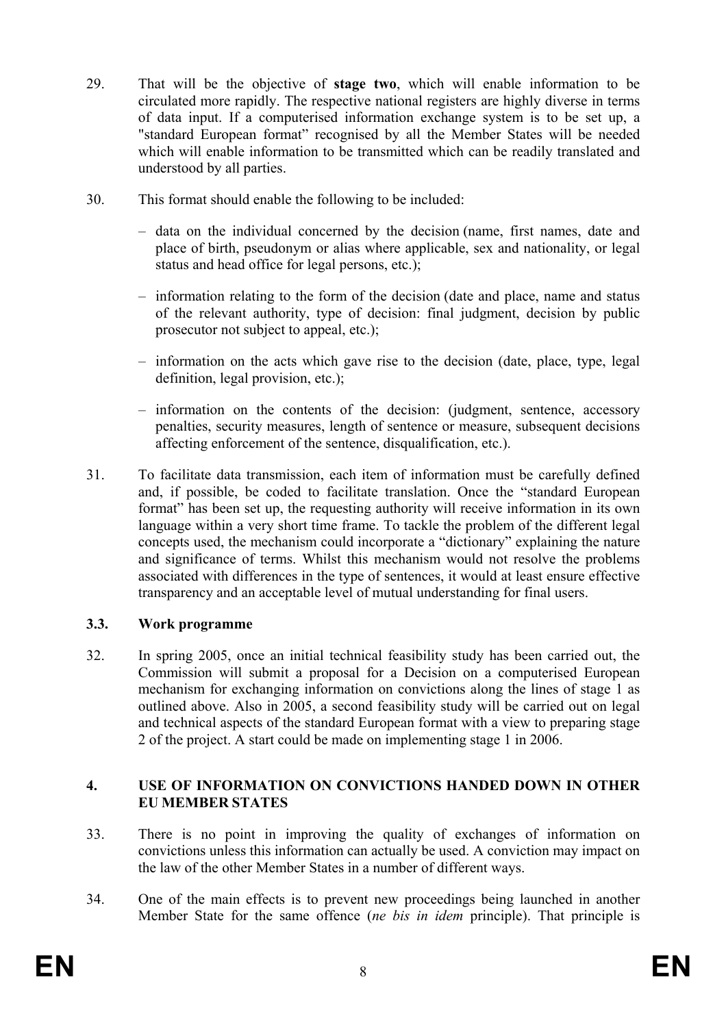29. That will be the objective of **stage two**, which will enable information to be circulated more rapidly. The respective national registers are highly diverse in terms of data input. If a computerised information exchange system is to be set up, a "standard European format" recognised by all the Member States will be needed which will enable information to be transmitted which can be readily translated and understood by all parties.

30. This format should enable the following to be included:

   – data on the individual concerned by the decision (name, first names, date and place of birth, pseudonym or alias where applicable, sex and nationality, or legal status and head office for legal persons, etc.);

   – information relating to the form of the decision (date and place, name and status of the relevant authority, type of decision: final judgment, decision by public prosecutor not subject to appeal, etc.);

   – information on the acts which gave rise to the decision (date, place, type, legal definition, legal provision, etc.);

   – information on the contents of the decision: (judgment, sentence, accessory penalties, security measures, length of sentence or measure, subsequent decisions affecting enforcement of the sentence, disqualification, etc.).

31. To facilitate data transmission, each item of information must be carefully defined and, if possible, be coded to facilitate translation. Once the "standard European format" has been set up, the requesting authority will receive information in its own language within a very short time frame. To tackle the problem of the different legal concepts used, the mechanism could incorporate a "dictionary" explaining the nature and significance of terms. Whilst this mechanism would not resolve the problems associated with differences in the type of sentences, it would at least ensure effective transparency and an acceptable level of mutual understanding for final users.

### 3.3. Work programme

32. In spring 2005, once an initial technical feasibility study has been carried out, the Commission will submit a proposal for a Decision on a computerised European mechanism for exchanging information on convictions along the lines of stage 1 as outlined above. Also in 2005, a second feasibility study will be carried out on legal and technical aspects of the standard European format with a view to preparing stage 2 of the project. A start could be made on implementing stage 1 in 2006.

## 4. USE OF INFORMATION ON CONVICTIONS HANDED DOWN IN OTHER EU MEMBER STATES

33. There is no point in improving the quality of exchanges of information on convictions unless this information can actually be used. A conviction may impact on the law of the other Member States in a number of different ways.

34. One of the main effects is to prevent new proceedings being launched in another Member State for the same offence (*ne bis in idem* principle). That principle is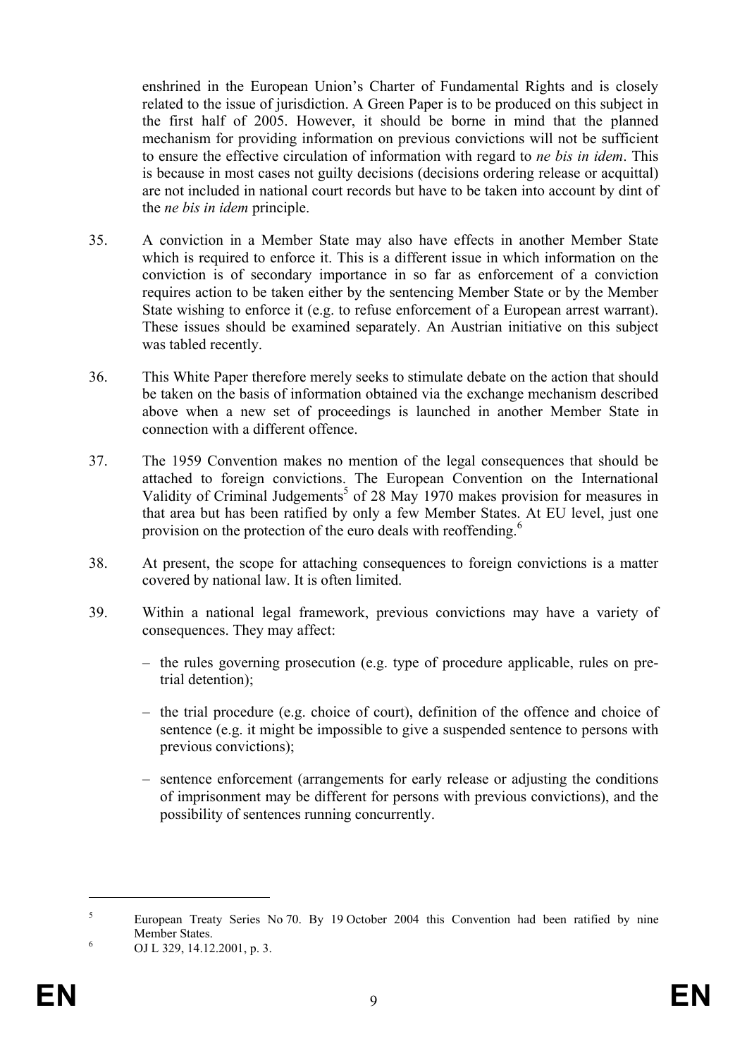enshrined in the European Union's Charter of Fundamental Rights and is closely related to the issue of jurisdiction. A Green Paper is to be produced on this subject in the first half of 2005. However, it should be borne in mind that the planned mechanism for providing information on previous convictions will not be sufficient to ensure the effective circulation of information with regard to *ne bis in idem*. This is because in most cases not guilty decisions (decisions ordering release or acquittal) are not included in national court records but have to be taken into account by dint of the *ne bis in idem* principle.

35. A conviction in a Member State may also have effects in another Member State which is required to enforce it. This is a different issue in which information on the conviction is of secondary importance in so far as enforcement of a conviction requires action to be taken either by the sentencing Member State or by the Member State wishing to enforce it (e.g. to refuse enforcement of a European arrest warrant). These issues should be examined separately. An Austrian initiative on this subject was tabled recently.

36. This White Paper therefore merely seeks to stimulate debate on the action that should be taken on the basis of information obtained via the exchange mechanism described above when a new set of proceedings is launched in another Member State in connection with a different offence.

37. The 1959 Convention makes no mention of the legal consequences that should be attached to foreign convictions. The European Convention on the International Validity of Criminal Judgements[5] of 28 May 1970 makes provision for measures in that area but has been ratified by only a few Member States. At EU level, just one provision on the protection of the euro deals with reoffending.[6]

38. At present, the scope for attaching consequences to foreign convictions is a matter covered by national law. It is often limited.

39. Within a national legal framework, previous convictions may have a variety of consequences. They may affect:

   – the rules governing prosecution (e.g. type of procedure applicable, rules on pre-trial detention);

   – the trial procedure (e.g. choice of court), definition of the offence and choice of sentence (e.g. it might be impossible to give a suspended sentence to persons with previous convictions);

   – sentence enforcement (arrangements for early release or adjusting the conditions of imprisonment may be different for persons with previous convictions), and the possibility of sentences running concurrently.

---

[5] European Treaty Series No 70. By 19 October 2004 this Convention had been ratified by nine Member States.

[6] OJ L 329, 14.12.2001, p. 3.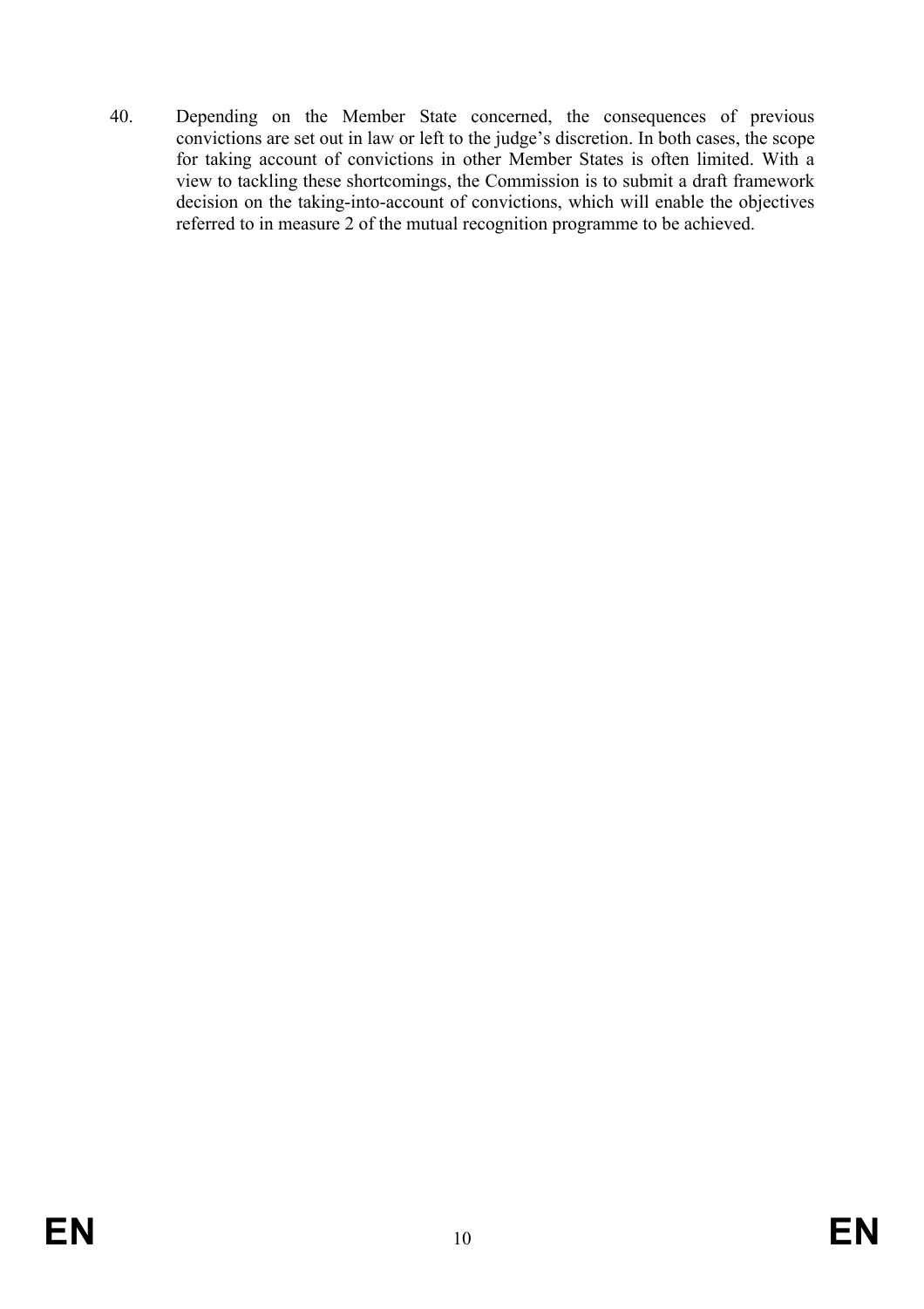40. Depending on the Member State concerned, the consequences of previous convictions are set out in law or left to the judge's discretion. In both cases, the scope for taking account of convictions in other Member States is often limited. With a view to tackling these shortcomings, the Commission is to submit a draft framework decision on the taking-into-account of convictions, which will enable the objectives referred to in measure 2 of the mutual recognition programme to be achieved.